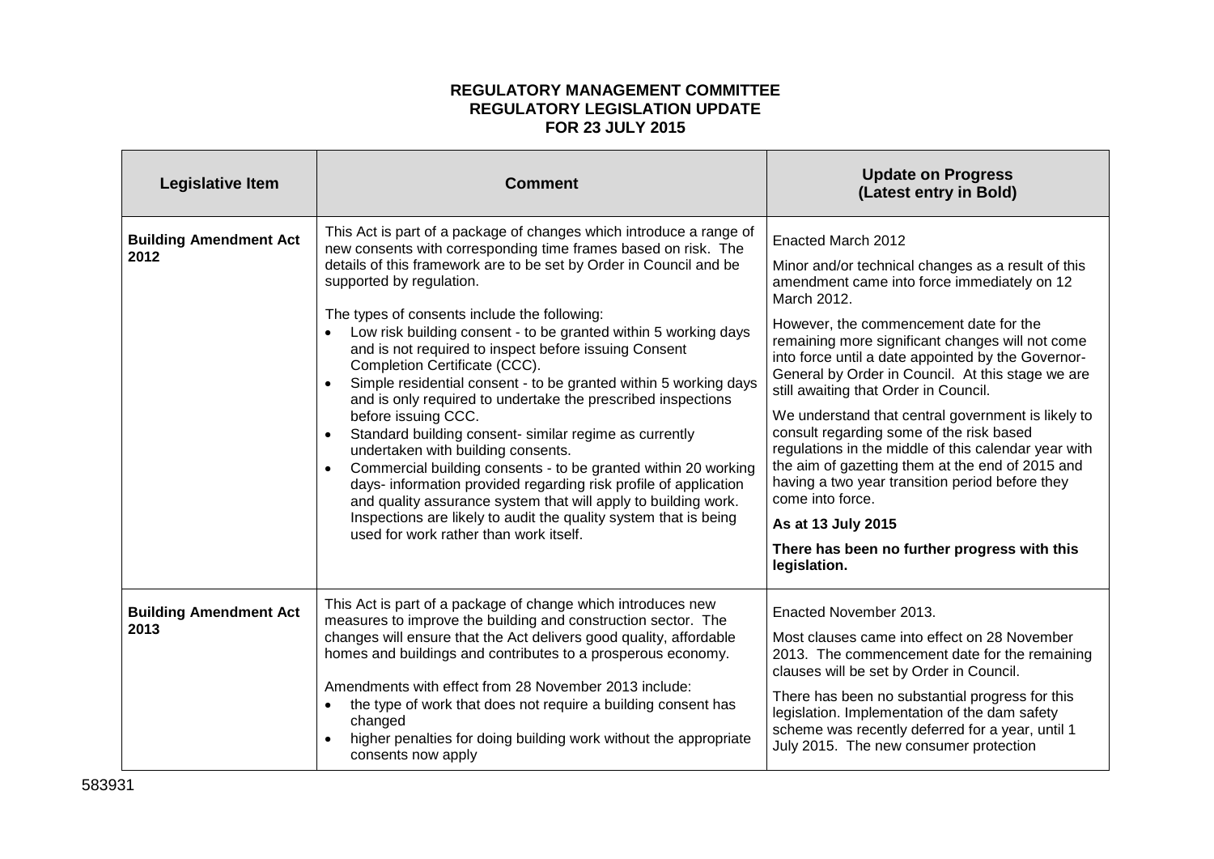**REGULATORY MANAGEMENT COMMITTEE**
**REGULATORY LEGISLATION UPDATE**
**FOR 23 JULY 2015**

| Legislative Item | Comment | Update on Progress (Latest entry in Bold) |
|---|---|---|
| **Building Amendment Act 2012** | This Act is part of a package of changes which introduce a range of new consents with corresponding time frames based on risk. The details of this framework are to be set by Order in Council and be supported by regulation.<br><br>The types of consents include the following:<br>• Low risk building consent - to be granted within 5 working days and is not required to inspect before issuing Consent Completion Certificate (CCC).<br>• Simple residential consent - to be granted within 5 working days and is only required to undertake the prescribed inspections before issuing CCC.<br>• Standard building consent- similar regime as currently undertaken with building consents.<br>• Commercial building consents - to be granted within 20 working days- information provided regarding risk profile of application and quality assurance system that will apply to building work. Inspections are likely to audit the quality system that is being used for work rather than work itself. | Enacted March 2012<br><br>Minor and/or technical changes as a result of this amendment came into force immediately on 12 March 2012.<br><br>However, the commencement date for the remaining more significant changes will not come into force until a date appointed by the Governor-General by Order in Council. At this stage we are still awaiting that Order in Council.<br><br>We understand that central government is likely to consult regarding some of the risk based regulations in the middle of this calendar year with the aim of gazetting them at the end of 2015 and having a two year transition period before they come into force.<br><br>**As at 13 July 2015**<br><br>**There has been no further progress with this legislation.** |
| **Building Amendment Act 2013** | This Act is part of a package of change which introduces new measures to improve the building and construction sector. The changes will ensure that the Act delivers good quality, affordable homes and buildings and contributes to a prosperous economy.<br><br>Amendments with effect from 28 November 2013 include:<br>• the type of work that does not require a building consent has changed<br>• higher penalties for doing building work without the appropriate consents now apply | Enacted November 2013.<br><br>Most clauses came into effect on 28 November 2013. The commencement date for the remaining clauses will be set by Order in Council.<br><br>There has been no substantial progress for this legislation. Implementation of the dam safety scheme was recently deferred for a year, until 1 July 2015. The new consumer protection |

583931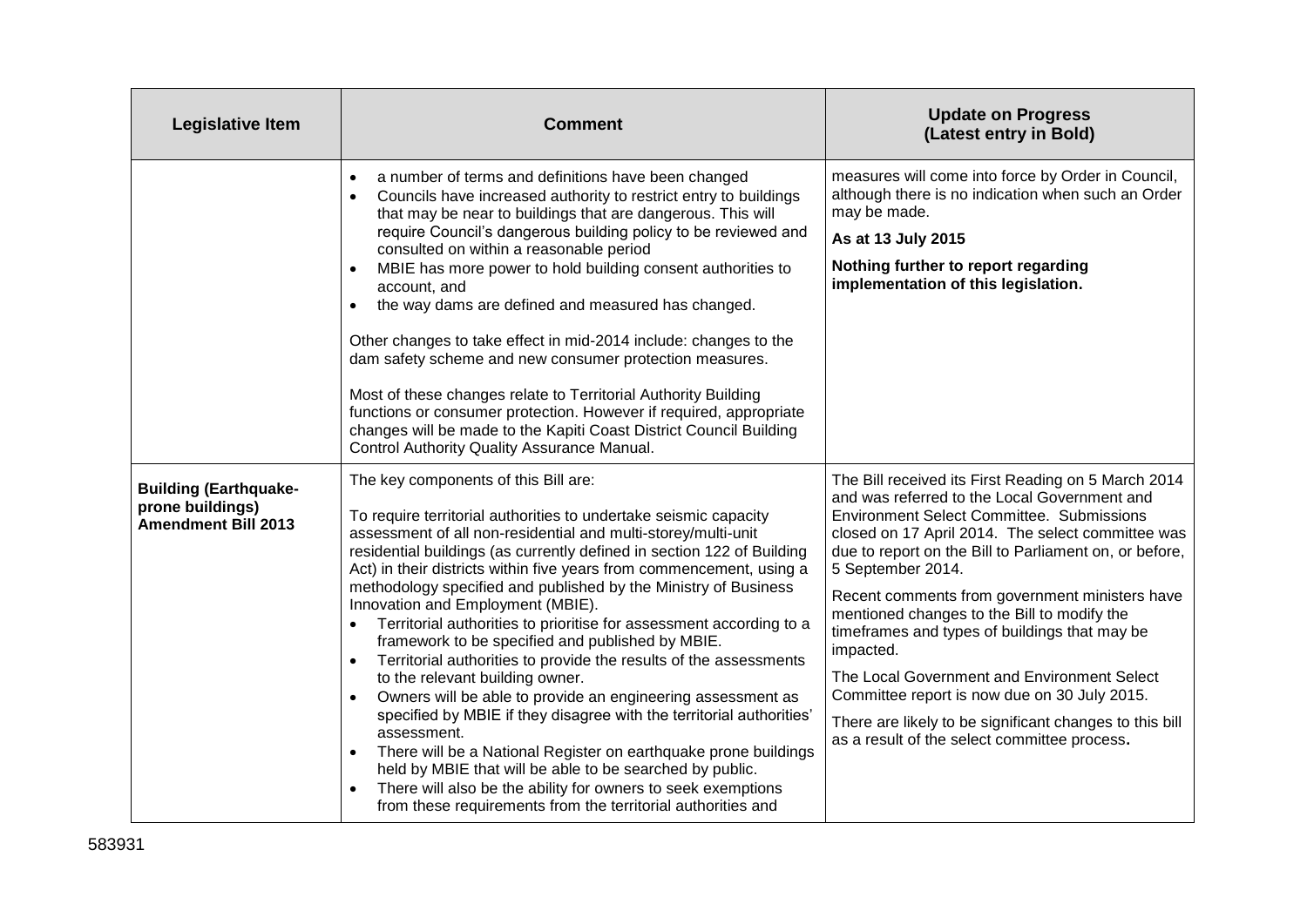| Legislative Item | Comment | Update on Progress (Latest entry in Bold) |
|---|---|---|
| | • a number of terms and definitions have been changed<br>• Councils have increased authority to restrict entry to buildings that may be near to buildings that are dangerous. This will require Council's dangerous building policy to be reviewed and consulted on within a reasonable period<br>• MBIE has more power to hold building consent authorities to account, and<br>• the way dams are defined and measured has changed.<br><br>Other changes to take effect in mid-2014 include: changes to the dam safety scheme and new consumer protection measures.<br><br>Most of these changes relate to Territorial Authority Building functions or consumer protection. However if required, appropriate changes will be made to the Kapiti Coast District Council Building Control Authority Quality Assurance Manual. | measures will come into force by Order in Council, although there is no indication when such an Order may be made.<br><br>**As at 13 July 2015**<br><br>**Nothing further to report regarding implementation of this legislation.** |
| **Building (Earthquake-prone buildings) Amendment Bill 2013** | The key components of this Bill are:<br><br>To require territorial authorities to undertake seismic capacity assessment of all non-residential and multi-storey/multi-unit residential buildings (as currently defined in section 122 of Building Act) in their districts within five years from commencement, using a methodology specified and published by the Ministry of Business Innovation and Employment (MBIE).<br>• Territorial authorities to prioritise for assessment according to a framework to be specified and published by MBIE.<br>• Territorial authorities to provide the results of the assessments to the relevant building owner.<br>• Owners will be able to provide an engineering assessment as specified by MBIE if they disagree with the territorial authorities' assessment.<br>• There will be a National Register on earthquake prone buildings held by MBIE that will be able to be searched by public.<br>• There will also be the ability for owners to seek exemptions from these requirements from the territorial authorities and | The Bill received its First Reading on 5 March 2014 and was referred to the Local Government and Environment Select Committee. Submissions closed on 17 April 2014. The select committee was due to report on the Bill to Parliament on, or before, 5 September 2014.<br><br>Recent comments from government ministers have mentioned changes to the Bill to modify the timeframes and types of buildings that may be impacted.<br><br>The Local Government and Environment Select Committee report is now due on 30 July 2015.<br><br>There are likely to be significant changes to this bill as a result of the select committee process. |

583931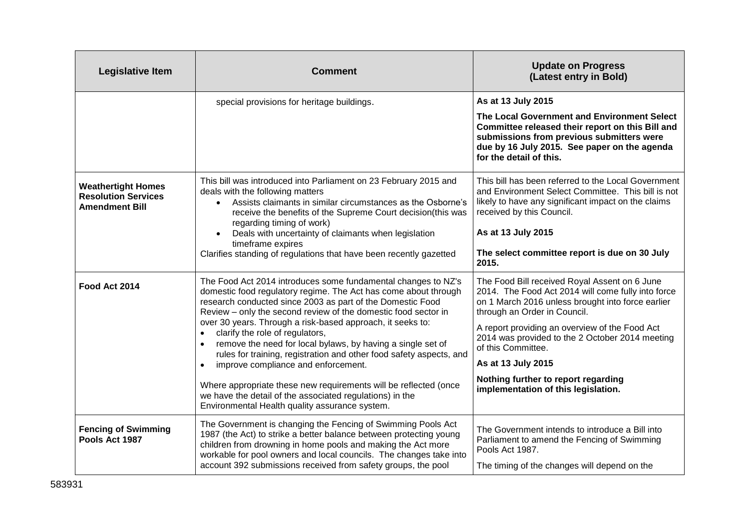| Legislative Item | Comment | Update on Progress (Latest entry in Bold) |
|---|---|---|
| | special provisions for heritage buildings. | **As at 13 July 2015**<br><br>**The Local Government and Environment Select Committee released their report on this Bill and submissions from previous submitters were due by 16 July 2015. See paper on the agenda for the detail of this.** |
| **Weathertight Homes Resolution Services Amendment Bill** | This bill was introduced into Parliament on 23 February 2015 and deals with the following matters<br>• Assists claimants in similar circumstances as the Osborne's receive the benefits of the Supreme Court decision(this was regarding timing of work)<br>• Deals with uncertainty of claimants when legislation timeframe expires<br>Clarifies standing of regulations that have been recently gazetted | This bill has been referred to the Local Government and Environment Select Committee. This bill is not likely to have any significant impact on the claims received by this Council.<br><br>**As at 13 July 2015**<br><br>**The select committee report is due on 30 July 2015.** |
| **Food Act 2014** | The Food Act 2014 introduces some fundamental changes to NZ's domestic food regulatory regime. The Act has come about through research conducted since 2003 as part of the Domestic Food Review – only the second review of the domestic food sector in over 30 years. Through a risk-based approach, it seeks to:<br>• clarify the role of regulators,<br>• remove the need for local bylaws, by having a single set of rules for training, registration and other food safety aspects, and<br>• improve compliance and enforcement.<br><br>Where appropriate these new requirements will be reflected (once we have the detail of the associated regulations) in the Environmental Health quality assurance system. | The Food Bill received Royal Assent on 6 June 2014. The Food Act 2014 will come fully into force on 1 March 2016 unless brought into force earlier through an Order in Council.<br><br>A report providing an overview of the Food Act 2014 was provided to the 2 October 2014 meeting of this Committee.<br><br>**As at 13 July 2015**<br><br>**Nothing further to report regarding implementation of this legislation.** |
| **Fencing of Swimming Pools Act 1987** | The Government is changing the Fencing of Swimming Pools Act 1987 (the Act) to strike a better balance between protecting young children from drowning in home pools and making the Act more workable for pool owners and local councils. The changes take into account 392 submissions received from safety groups, the pool | The Government intends to introduce a Bill into Parliament to amend the Fencing of Swimming Pools Act 1987.<br><br>The timing of the changes will depend on the |

583931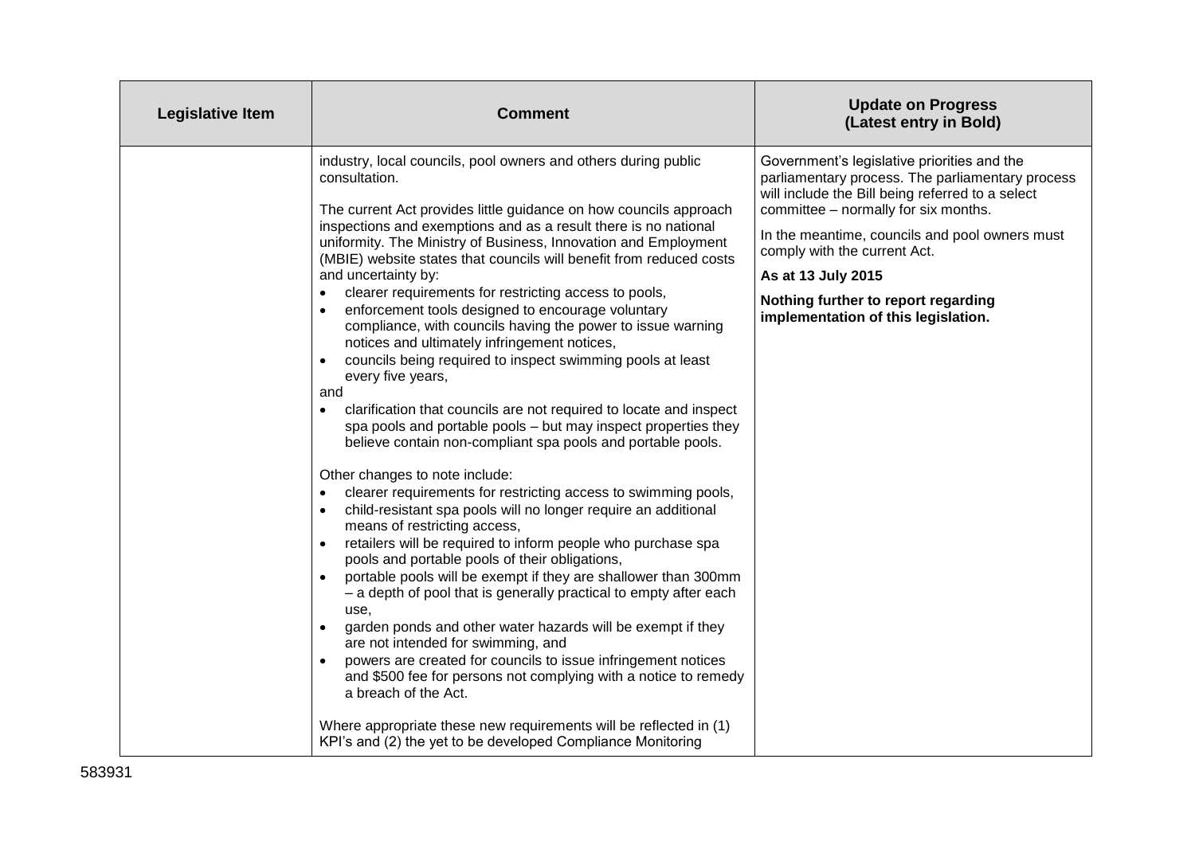| Legislative Item | Comment | Update on Progress (Latest entry in Bold) |
|---|---|---|
| | industry, local councils, pool owners and others during public consultation.<br><br>The current Act provides little guidance on how councils approach inspections and exemptions and as a result there is no national uniformity. The Ministry of Business, Innovation and Employment (MBIE) website states that councils will benefit from reduced costs and uncertainty by:<br>• clearer requirements for restricting access to pools,<br>• enforcement tools designed to encourage voluntary compliance, with councils having the power to issue warning notices and ultimately infringement notices,<br>• councils being required to inspect swimming pools at least every five years,<br>and<br>• clarification that councils are not required to locate and inspect spa pools and portable pools – but may inspect properties they believe contain non-compliant spa pools and portable pools.<br><br>Other changes to note include:<br>• clearer requirements for restricting access to swimming pools,<br>• child-resistant spa pools will no longer require an additional means of restricting access,<br>• retailers will be required to inform people who purchase spa pools and portable pools of their obligations,<br>• portable pools will be exempt if they are shallower than 300mm – a depth of pool that is generally practical to empty after each use,<br>• garden ponds and other water hazards will be exempt if they are not intended for swimming, and<br>• powers are created for councils to issue infringement notices and $500 fee for persons not complying with a notice to remedy a breach of the Act.<br><br>Where appropriate these new requirements will be reflected in (1) KPI's and (2) the yet to be developed Compliance Monitoring | Government's legislative priorities and the parliamentary process. The parliamentary process will include the Bill being referred to a select committee – normally for six months.<br><br>In the meantime, councils and pool owners must comply with the current Act.<br><br>**As at 13 July 2015**<br><br>**Nothing further to report regarding implementation of this legislation.** |

583931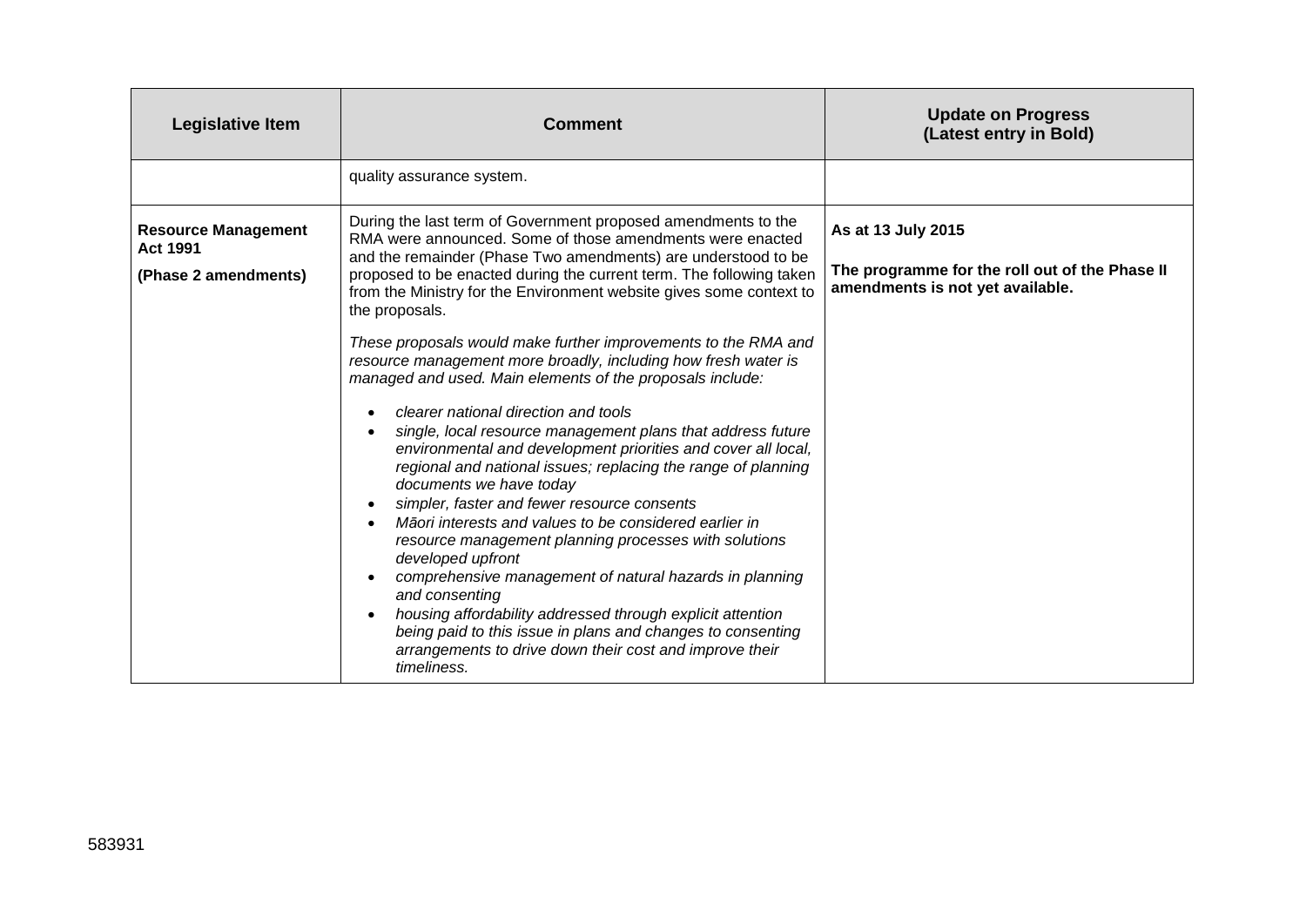| Legislative Item | Comment | Update on Progress (Latest entry in Bold) |
|---|---|---|
| | quality assurance system. | |
| **Resource Management Act 1991**<br><br>**(Phase 2 amendments)** | During the last term of Government proposed amendments to the RMA were announced. Some of those amendments were enacted and the remainder (Phase Two amendments) are understood to be proposed to be enacted during the current term. The following taken from the Ministry for the Environment website gives some context to the proposals.<br><br>*These proposals would make further improvements to the RMA and resource management more broadly, including how fresh water is managed and used. Main elements of the proposals include:*<br><br>• *clearer national direction and tools*<br>• *single, local resource management plans that address future environmental and development priorities and cover all local, regional and national issues; replacing the range of planning documents we have today*<br>• *simpler, faster and fewer resource consents*<br>• *Māori interests and values to be considered earlier in resource management planning processes with solutions developed upfront*<br>• *comprehensive management of natural hazards in planning and consenting*<br>• *housing affordability addressed through explicit attention being paid to this issue in plans and changes to consenting arrangements to drive down their cost and improve their timeliness.* | **As at 13 July 2015**<br><br>**The programme for the roll out of the Phase II amendments is not yet available.** |

583931